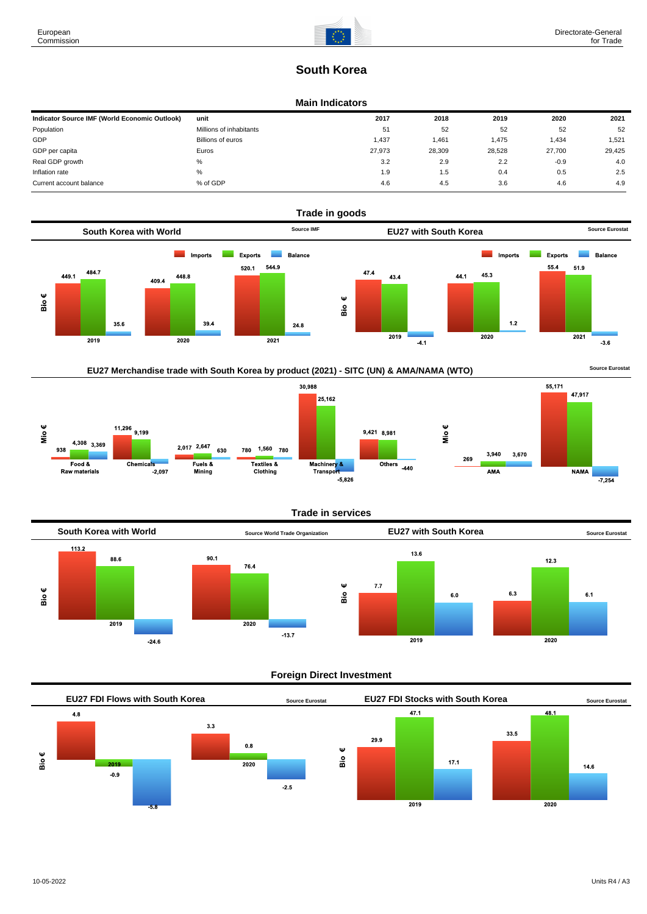# South Korea

## Main Indicators

| Indicator Source IMF (World Economic Outlook) | unit | 2017 | 2018 | 2019 | 2020 | 2021 |
|---|---|---|---|---|---|---|
| Population | Millions of inhabitants | 51 | 52 | 52 | 52 | 52 |
| GDP | Billions of euros | 1,437 | 1,461 | 1,475 | 1,434 | 1,521 |
| GDP per capita | Euros | 27,973 | 28,309 | 28,528 | 27,700 | 29,425 |
| Real GDP growth | % | 3.2 | 2.9 | 2.2 | -0.9 | 4.0 |
| Inflation rate | % | 1.9 | 1.5 | 0.4 | 0.5 | 2.5 |
| Current account balance | % of GDP | 4.6 | 4.5 | 3.6 | 4.6 | 4.9 |

## Trade in goods

### South Korea with World

Source IMF

Bio €

| | Imports | Exports | Balance |
|---|---|---|---|
| 2019 | 449.1 | 484.7 | 35.6 |
| 2020 | 409.4 | 448.8 | 39.4 |
| 2021 | 520.1 | 544.9 | 24.8 |

### EU27 with South Korea

Source Eurostat

Bio €

| | Imports | Exports | Balance |
|---|---|---|---|
| 2019 | 47.4 | 43.4 | -4.1 |
| 2020 | 44.1 | 45.3 | 1.2 |
| 2021 | 55.4 | 51.9 | -3.6 |

### EU27 Merchandise trade with South Korea by product (2021) - SITC (UN) & AMA/NAMA (WTO)

Source Eurostat

Mio €

| | Imports | Exports | Balance |
|---|---|---|---|
| Food & Raw materials | 938 | 4,308 | 3,369 |
| Chemicals | 11,296 | 9,199 | -2,097 |
| Fuels & Mining | 2,017 | 2,647 | 630 |
| Textiles & Clothing | 780 | 1,560 | 780 |
| Machinery & Transport | 30,988 | 25,162 | -5,826 |
| Others | 9,421 | 8,981 | -440 |

Mio €

| | Imports | Exports | Balance |
|---|---|---|---|
| AMA | 269 | 3,940 | 3,670 |
| NAMA | 55,171 | 47,917 | -7,254 |

## Trade in services

### South Korea with World

Source World Trade Organization

Bio €

| | Imports | Exports | Balance |
|---|---|---|---|
| 2019 | 113.2 | 88.6 | -24.6 |
| 2020 | 90.1 | 76.4 | -13.7 |

### EU27 with South Korea

Source Eurostat

Bio €

| | Imports | Exports | Balance |
|---|---|---|---|
| 2019 | 7.7 | 13.6 | 6.0 |
| 2020 | 6.3 | 12.3 | 6.1 |

## Foreign Direct Investment

### EU27 FDI Flows with South Korea

Source Eurostat

Bio €

| | Inward | Outward | Balance |
|---|---|---|---|
| 2019 | 4.8 | -0.9 | -5.8 |
| 2020 | 3.3 | 0.8 | -2.5 |

### EU27 FDI Stocks with South Korea

Source Eurostat

Bio €

| | Inward | Outward | Balance |
|---|---|---|---|
| 2019 | 29.9 | 47.1 | 17.1 |
| 2020 | 33.5 | 48.1 | 14.6 |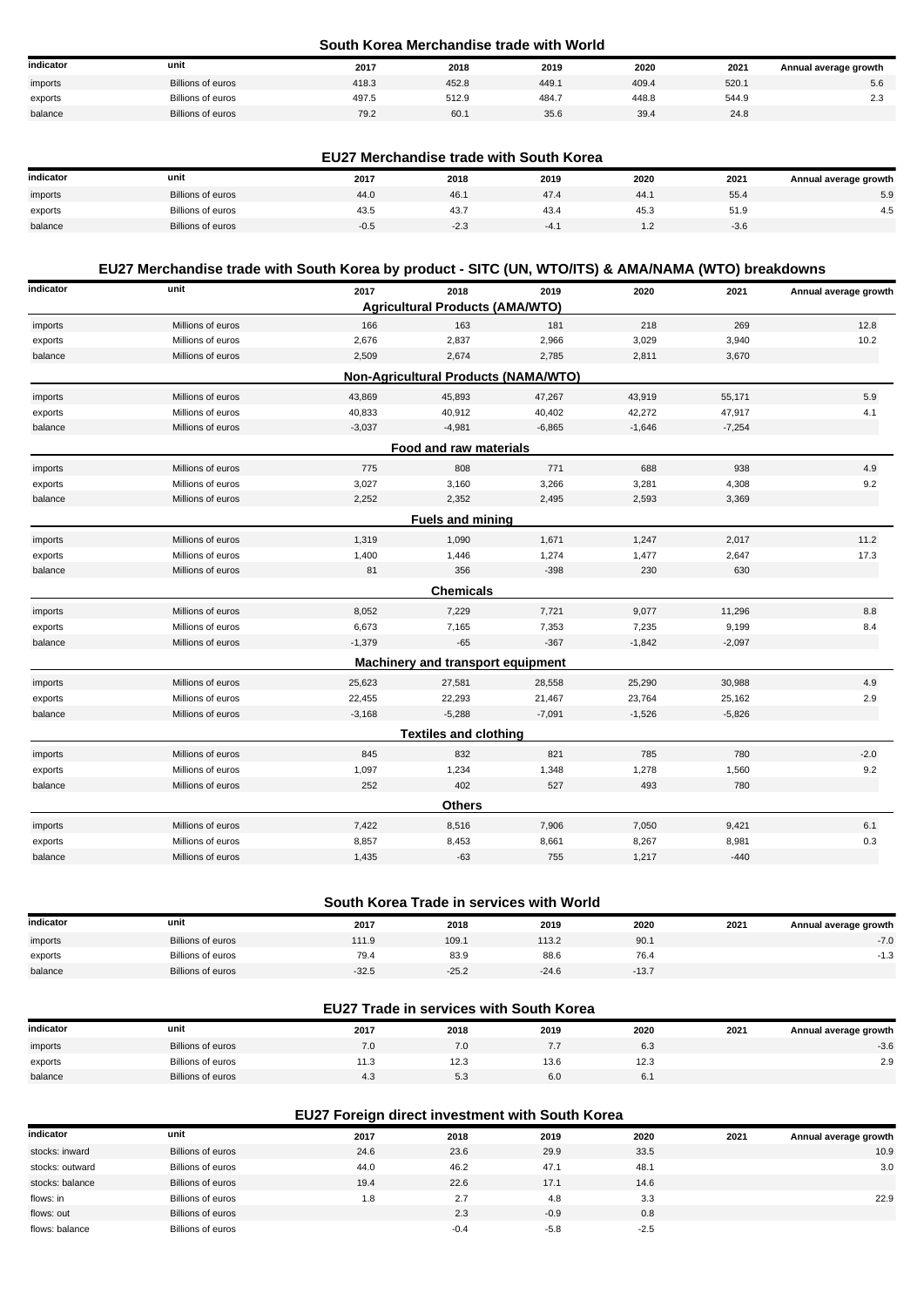## South Korea Merchandise trade with World

| indicator | unit | 2017 | 2018 | 2019 | 2020 | 2021 | Annual average growth |
|---|---|---|---|---|---|---|---|
| imports | Billions of euros | 418.3 | 452.8 | 449.1 | 409.4 | 520.1 | 5.6 |
| exports | Billions of euros | 497.5 | 512.9 | 484.7 | 448.8 | 544.9 | 2.3 |
| balance | Billions of euros | 79.2 | 60.1 | 35.6 | 39.4 | 24.8 | |

## EU27 Merchandise trade with South Korea

| indicator | unit | 2017 | 2018 | 2019 | 2020 | 2021 | Annual average growth |
|---|---|---|---|---|---|---|---|
| imports | Billions of euros | 44.0 | 46.1 | 47.4 | 44.1 | 55.4 | 5.9 |
| exports | Billions of euros | 43.5 | 43.7 | 43.4 | 45.3 | 51.9 | 4.5 |
| balance | Billions of euros | -0.5 | -2.3 | -4.1 | 1.2 | -3.6 | |

## EU27 Merchandise trade with South Korea by product - SITC (UN, WTO/ITS) & AMA/NAMA (WTO) breakdowns

| indicator | unit | 2017 | 2018 | 2019 | 2020 | 2021 | Annual average growth |
|---|---|---|---|---|---|---|---|
| | | | **Agricultural Products (AMA/WTO)** | | | | |
| imports | Millions of euros | 166 | 163 | 181 | 218 | 269 | 12.8 |
| exports | Millions of euros | 2,676 | 2,837 | 2,966 | 3,029 | 3,940 | 10.2 |
| balance | Millions of euros | 2,509 | 2,674 | 2,785 | 2,811 | 3,670 | |
| | | | **Non-Agricultural Products (NAMA/WTO)** | | | | |
| imports | Millions of euros | 43,869 | 45,893 | 47,267 | 43,919 | 55,171 | 5.9 |
| exports | Millions of euros | 40,833 | 40,912 | 40,402 | 42,272 | 47,917 | 4.1 |
| balance | Millions of euros | -3,037 | -4,981 | -6,865 | -1,646 | -7,254 | |
| | | | **Food and raw materials** | | | | |
| imports | Millions of euros | 775 | 808 | 771 | 688 | 938 | 4.9 |
| exports | Millions of euros | 3,027 | 3,160 | 3,266 | 3,281 | 4,308 | 9.2 |
| balance | Millions of euros | 2,252 | 2,352 | 2,495 | 2,593 | 3,369 | |
| | | | **Fuels and mining** | | | | |
| imports | Millions of euros | 1,319 | 1,090 | 1,671 | 1,247 | 2,017 | 11.2 |
| exports | Millions of euros | 1,400 | 1,446 | 1,274 | 1,477 | 2,647 | 17.3 |
| balance | Millions of euros | 81 | 356 | -398 | 230 | 630 | |
| | | | **Chemicals** | | | | |
| imports | Millions of euros | 8,052 | 7,229 | 7,721 | 9,077 | 11,296 | 8.8 |
| exports | Millions of euros | 6,673 | 7,165 | 7,353 | 7,235 | 9,199 | 8.4 |
| balance | Millions of euros | -1,379 | -65 | -367 | -1,842 | -2,097 | |
| | | | **Machinery and transport equipment** | | | | |
| imports | Millions of euros | 25,623 | 27,581 | 28,558 | 25,290 | 30,988 | 4.9 |
| exports | Millions of euros | 22,455 | 22,293 | 21,467 | 23,764 | 25,162 | 2.9 |
| balance | Millions of euros | -3,168 | -5,288 | -7,091 | -1,526 | -5,826 | |
| | | | **Textiles and clothing** | | | | |
| imports | Millions of euros | 845 | 832 | 821 | 785 | 780 | -2.0 |
| exports | Millions of euros | 1,097 | 1,234 | 1,348 | 1,278 | 1,560 | 9.2 |
| balance | Millions of euros | 252 | 402 | 527 | 493 | 780 | |
| | | | **Others** | | | | |
| imports | Millions of euros | 7,422 | 8,516 | 7,906 | 7,050 | 9,421 | 6.1 |
| exports | Millions of euros | 8,857 | 8,453 | 8,661 | 8,267 | 8,981 | 0.3 |
| balance | Millions of euros | 1,435 | -63 | 755 | 1,217 | -440 | |

## South Korea Trade in services with World

| indicator | unit | 2017 | 2018 | 2019 | 2020 | 2021 | Annual average growth |
|---|---|---|---|---|---|---|---|
| imports | Billions of euros | 111.9 | 109.1 | 113.2 | 90.1 | | -7.0 |
| exports | Billions of euros | 79.4 | 83.9 | 88.6 | 76.4 | | -1.3 |
| balance | Billions of euros | -32.5 | -25.2 | -24.6 | -13.7 | | |

## EU27 Trade in services with South Korea

| indicator | unit | 2017 | 2018 | 2019 | 2020 | 2021 | Annual average growth |
|---|---|---|---|---|---|---|---|
| imports | Billions of euros | 7.0 | 7.0 | 7.7 | 6.3 | | -3.6 |
| exports | Billions of euros | 11.3 | 12.3 | 13.6 | 12.3 | | 2.9 |
| balance | Billions of euros | 4.3 | 5.3 | 6.0 | 6.1 | | |

## EU27 Foreign direct investment with South Korea

| indicator | unit | 2017 | 2018 | 2019 | 2020 | 2021 | Annual average growth |
|---|---|---|---|---|---|---|---|
| stocks: inward | Billions of euros | 24.6 | 23.6 | 29.9 | 33.5 | | 10.9 |
| stocks: outward | Billions of euros | 44.0 | 46.2 | 47.1 | 48.1 | | 3.0 |
| stocks: balance | Billions of euros | 19.4 | 22.6 | 17.1 | 14.6 | | |
| flows: in | Billions of euros | 1.8 | 2.7 | 4.8 | 3.3 | | 22.9 |
| flows: out | Billions of euros | | 2.3 | -0.9 | 0.8 | | |
| flows: balance | Billions of euros | | -0.4 | -5.8 | -2.5 | | |